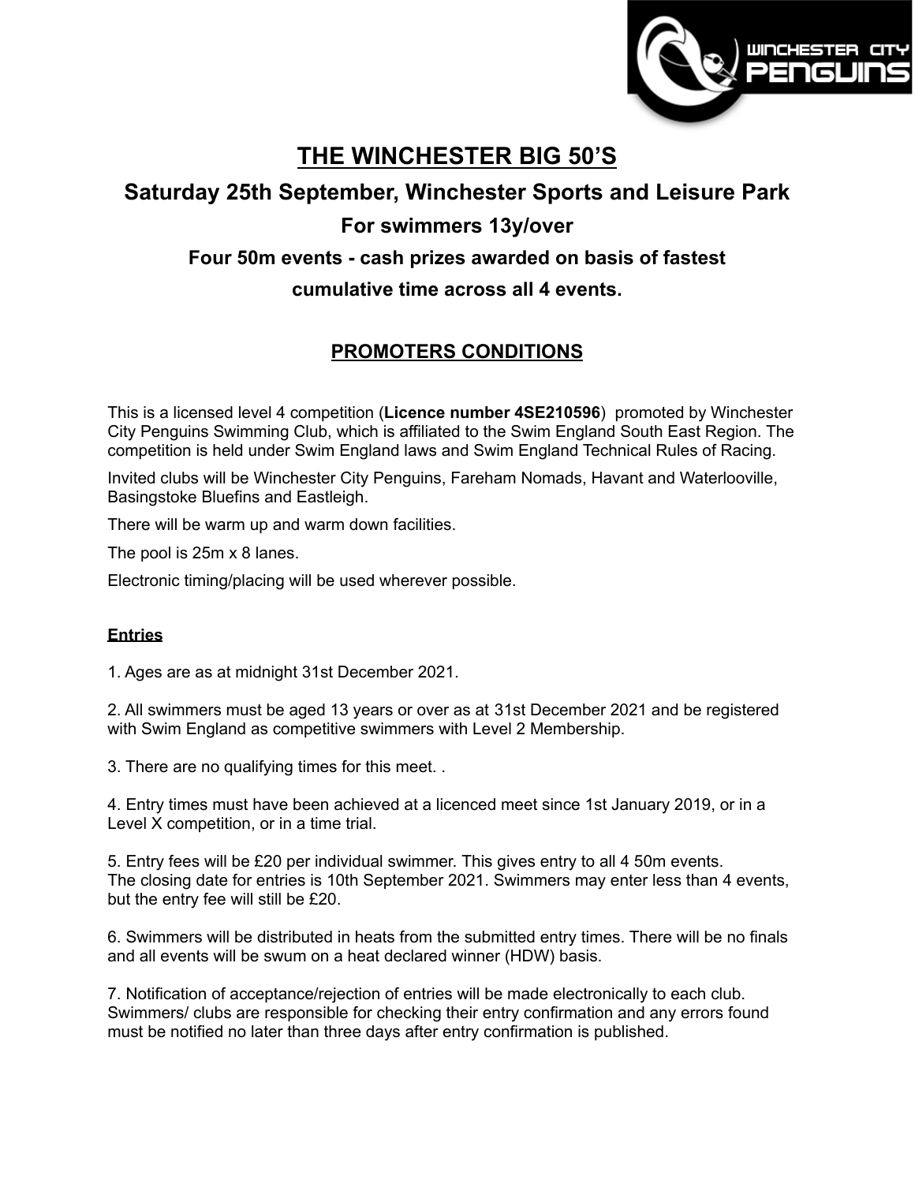# THE WINCHESTER BIG 50'S

## Saturday 25th September, Winchester Sports and Leisure Park

### For swimmers 13y/over

### Four 50m events - cash prizes awarded on basis of fastest cumulative time across all 4 events.

## PROMOTERS CONDITIONS

This is a licensed level 4 competition (**Licence number 4SE210596**) promoted by Winchester City Penguins Swimming Club, which is affiliated to the Swim England South East Region. The competition is held under Swim England laws and Swim England Technical Rules of Racing.

Invited clubs will be Winchester City Penguins, Fareham Nomads, Havant and Waterlooville, Basingstoke Bluefins and Eastleigh.

There will be warm up and warm down facilities.

The pool is 25m x 8 lanes.

Electronic timing/placing will be used wherever possible.

**Entries**

1. Ages are as at midnight 31st December 2021.

2. All swimmers must be aged 13 years or over as at 31st December 2021 and be registered with Swim England as competitive swimmers with Level 2 Membership.

3. There are no qualifying times for this meet. .

4. Entry times must have been achieved at a licenced meet since 1st January 2019, or in a Level X competition, or in a time trial.

5. Entry fees will be £20 per individual swimmer. This gives entry to all 4 50m events. The closing date for entries is 10th September 2021. Swimmers may enter less than 4 events, but the entry fee will still be £20.

6. Swimmers will be distributed in heats from the submitted entry times. There will be no finals and all events will be swum on a heat declared winner (HDW) basis.

7. Notification of acceptance/rejection of entries will be made electronically to each club. Swimmers/ clubs are responsible for checking their entry confirmation and any errors found must be notified no later than three days after entry confirmation is published.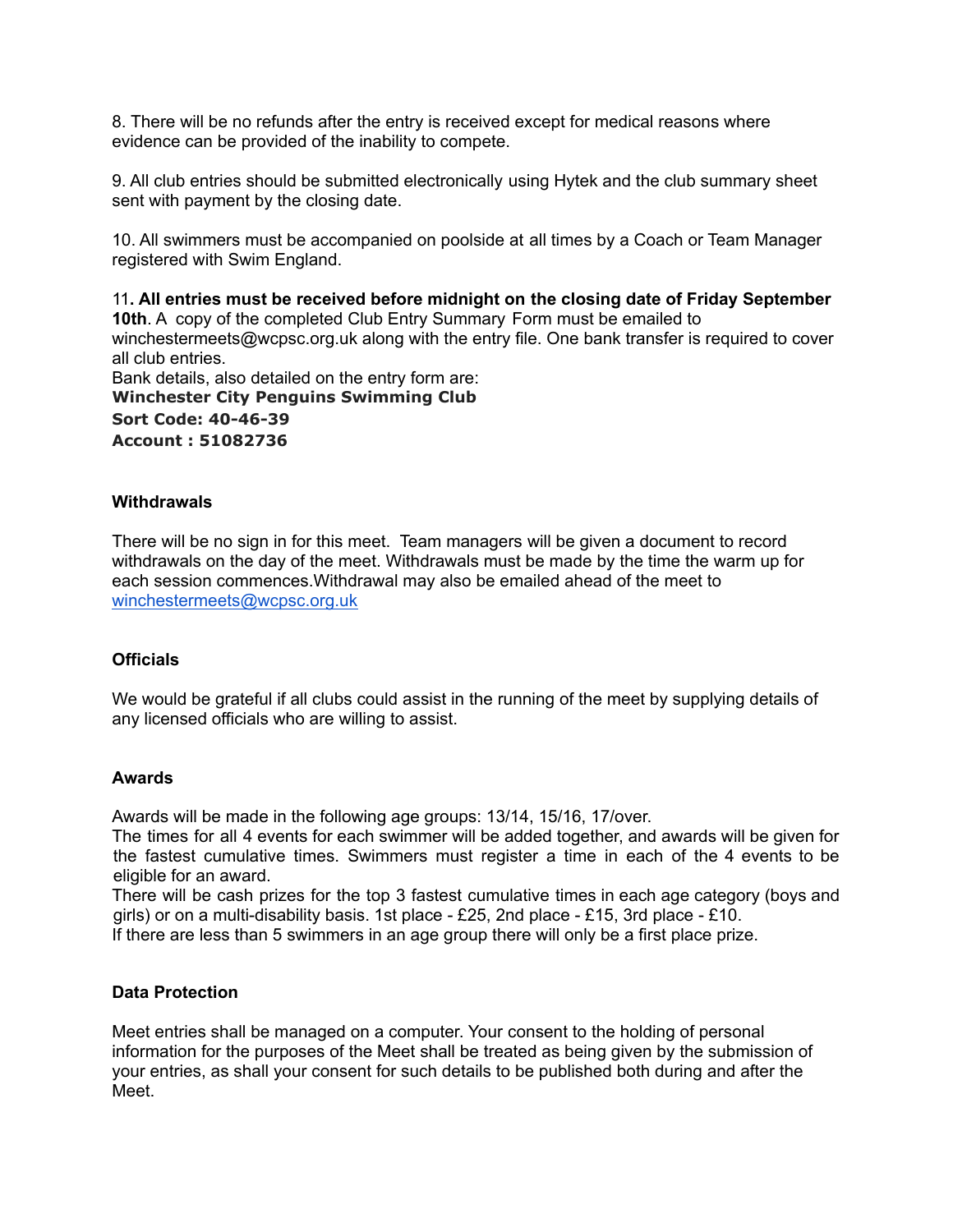8. There will be no refunds after the entry is received except for medical reasons where evidence can be provided of the inability to compete.

9. All club entries should be submitted electronically using Hytek and the club summary sheet sent with payment by the closing date.

10. All swimmers must be accompanied on poolside at all times by a Coach or Team Manager registered with Swim England.

11**. All entries must be received before midnight on the closing date of Friday September 10th**. A copy of the completed Club Entry Summary Form must be emailed to winchestermeets@wcpsc.org.uk along with the entry file. One bank transfer is required to cover all club entries.
Bank details, also detailed on the entry form are:
**Winchester City Penguins Swimming Club**
**Sort Code: 40-46-39**
**Account : 51082736**

### Withdrawals

There will be no sign in for this meet. Team managers will be given a document to record withdrawals on the day of the meet. Withdrawals must be made by the time the warm up for each session commences.Withdrawal may also be emailed ahead of the meet to winchestermeets@wcpsc.org.uk

### Officials

We would be grateful if all clubs could assist in the running of the meet by supplying details of any licensed officials who are willing to assist.

### Awards

Awards will be made in the following age groups: 13/14, 15/16, 17/over.
The times for all 4 events for each swimmer will be added together, and awards will be given for the fastest cumulative times. Swimmers must register a time in each of the 4 events to be eligible for an award.
There will be cash prizes for the top 3 fastest cumulative times in each age category (boys and girls) or on a multi-disability basis. 1st place - £25, 2nd place - £15, 3rd place - £10.
If there are less than 5 swimmers in an age group there will only be a first place prize.

### Data Protection

Meet entries shall be managed on a computer. Your consent to the holding of personal information for the purposes of the Meet shall be treated as being given by the submission of your entries, as shall your consent for such details to be published both during and after the Meet.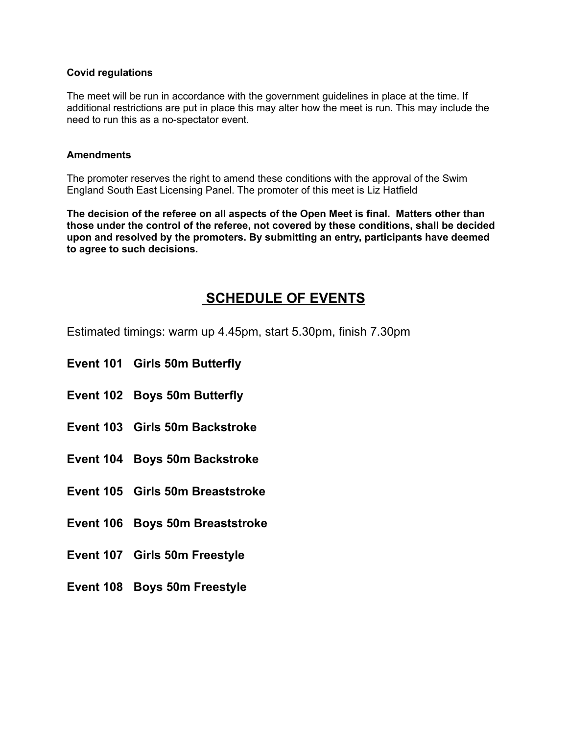**Covid regulations**

The meet will be run in accordance with the government guidelines in place at the time. If additional restrictions are put in place this may alter how the meet is run. This may include the need to run this as a no-spectator event.

**Amendments**

The promoter reserves the right to amend these conditions with the approval of the Swim England South East Licensing Panel. The promoter of this meet is Liz Hatfield

**The decision of the referee on all aspects of the Open Meet is final. Matters other than those under the control of the referee, not covered by these conditions, shall be decided upon and resolved by the promoters. By submitting an entry, participants have deemed to agree to such decisions.**

## SCHEDULE OF EVENTS

Estimated timings: warm up 4.45pm, start 5.30pm, finish 7.30pm

**Event 101 Girls 50m Butterfly**

**Event 102 Boys 50m Butterfly**

**Event 103 Girls 50m Backstroke**

**Event 104 Boys 50m Backstroke**

**Event 105 Girls 50m Breaststroke**

**Event 106 Boys 50m Breaststroke**

**Event 107 Girls 50m Freestyle**

**Event 108 Boys 50m Freestyle**